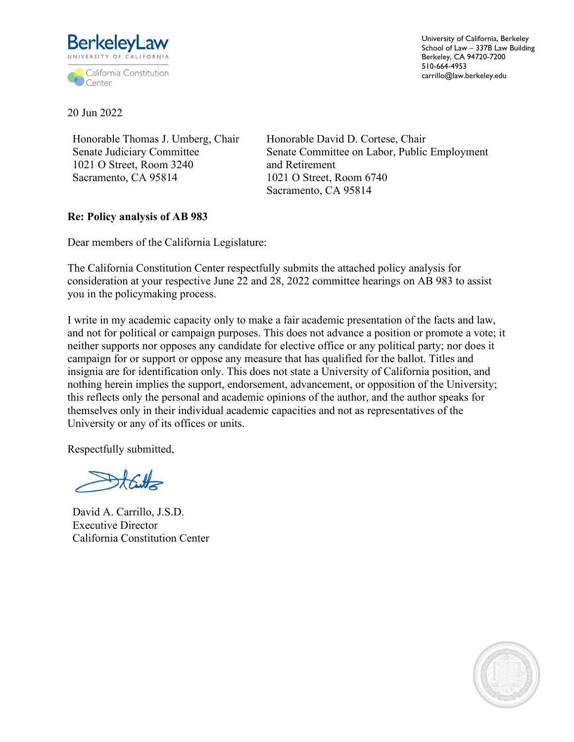BerkeleyLaw
UNIVERSITY OF CALIFORNIA
California Constitution Center

University of California, Berkeley
School of Law – 337B Law Building
Berkeley, CA 94720-7200
510-664-4953
carrillo@law.berkeley.edu

20 Jun 2022

Honorable Thomas J. Umberg, Chair
Senate Judiciary Committee
1021 O Street, Room 3240
Sacramento, CA 95814

Honorable David D. Cortese, Chair
Senate Committee on Labor, Public Employment and Retirement
1021 O Street, Room 6740
Sacramento, CA 95814

**Re: Policy analysis of AB 983**

Dear members of the California Legislature:

The California Constitution Center respectfully submits the attached policy analysis for consideration at your respective June 22 and 28, 2022 committee hearings on AB 983 to assist you in the policymaking process.

I write in my academic capacity only to make a fair academic presentation of the facts and law, and not for political or campaign purposes. This does not advance a position or promote a vote; it neither supports nor opposes any candidate for elective office or any political party; nor does it campaign for or support or oppose any measure that has qualified for the ballot. Titles and insignia are for identification only. This does not state a University of California position, and nothing herein implies the support, endorsement, advancement, or opposition of the University; this reflects only the personal and academic opinions of the author, and the author speaks for themselves only in their individual academic capacities and not as representatives of the University or any of its offices or units.

Respectfully submitted,

David A. Carrillo, J.S.D.
Executive Director
California Constitution Center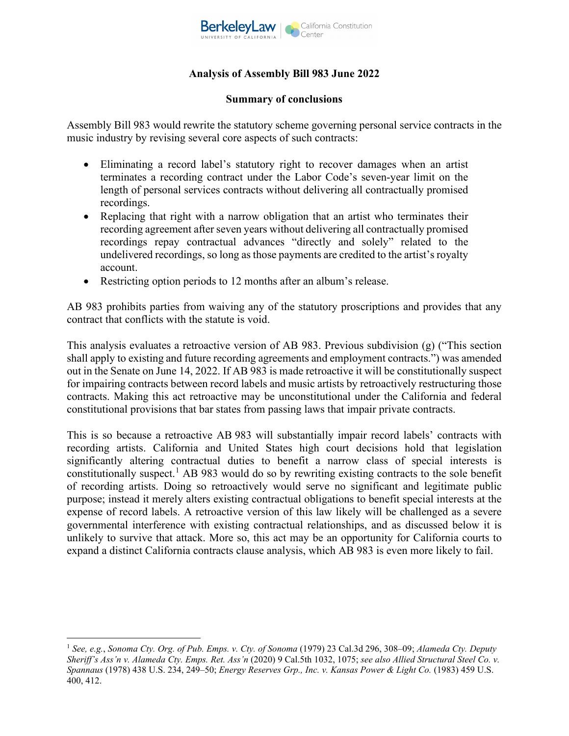## Analysis of Assembly Bill 983 June 2022

### Summary of conclusions

Assembly Bill 983 would rewrite the statutory scheme governing personal service contracts in the music industry by revising several core aspects of such contracts:

- Eliminating a record label's statutory right to recover damages when an artist terminates a recording contract under the Labor Code's seven-year limit on the length of personal services contracts without delivering all contractually promised recordings.
- Replacing that right with a narrow obligation that an artist who terminates their recording agreement after seven years without delivering all contractually promised recordings repay contractual advances "directly and solely" related to the undelivered recordings, so long as those payments are credited to the artist's royalty account.
- Restricting option periods to 12 months after an album's release.

AB 983 prohibits parties from waiving any of the statutory proscriptions and provides that any contract that conflicts with the statute is void.

This analysis evaluates a retroactive version of AB 983. Previous subdivision (g) ("This section shall apply to existing and future recording agreements and employment contracts.") was amended out in the Senate on June 14, 2022. If AB 983 is made retroactive it will be constitutionally suspect for impairing contracts between record labels and music artists by retroactively restructuring those contracts. Making this act retroactive may be unconstitutional under the California and federal constitutional provisions that bar states from passing laws that impair private contracts.

This is so because a retroactive AB 983 will substantially impair record labels' contracts with recording artists. California and United States high court decisions hold that legislation significantly altering contractual duties to benefit a narrow class of special interests is constitutionally suspect.[1] AB 983 would do so by rewriting existing contracts to the sole benefit of recording artists. Doing so retroactively would serve no significant and legitimate public purpose; instead it merely alters existing contractual obligations to benefit special interests at the expense of record labels. A retroactive version of this law likely will be challenged as a severe governmental interference with existing contractual relationships, and as discussed below it is unlikely to survive that attack. More so, this act may be an opportunity for California courts to expand a distinct California contracts clause analysis, which AB 983 is even more likely to fail.

---

[1] *See, e.g.*, *Sonoma Cty. Org. of Pub. Emps. v. Cty. of Sonoma* (1979) 23 Cal.3d 296, 308–09; *Alameda Cty. Deputy Sheriff's Ass'n v. Alameda Cty. Emps. Ret. Ass'n* (2020) 9 Cal.5th 1032, 1075; *see also Allied Structural Steel Co. v. Spannaus* (1978) 438 U.S. 234, 249–50; *Energy Reserves Grp., Inc. v. Kansas Power & Light Co.* (1983) 459 U.S. 400, 412.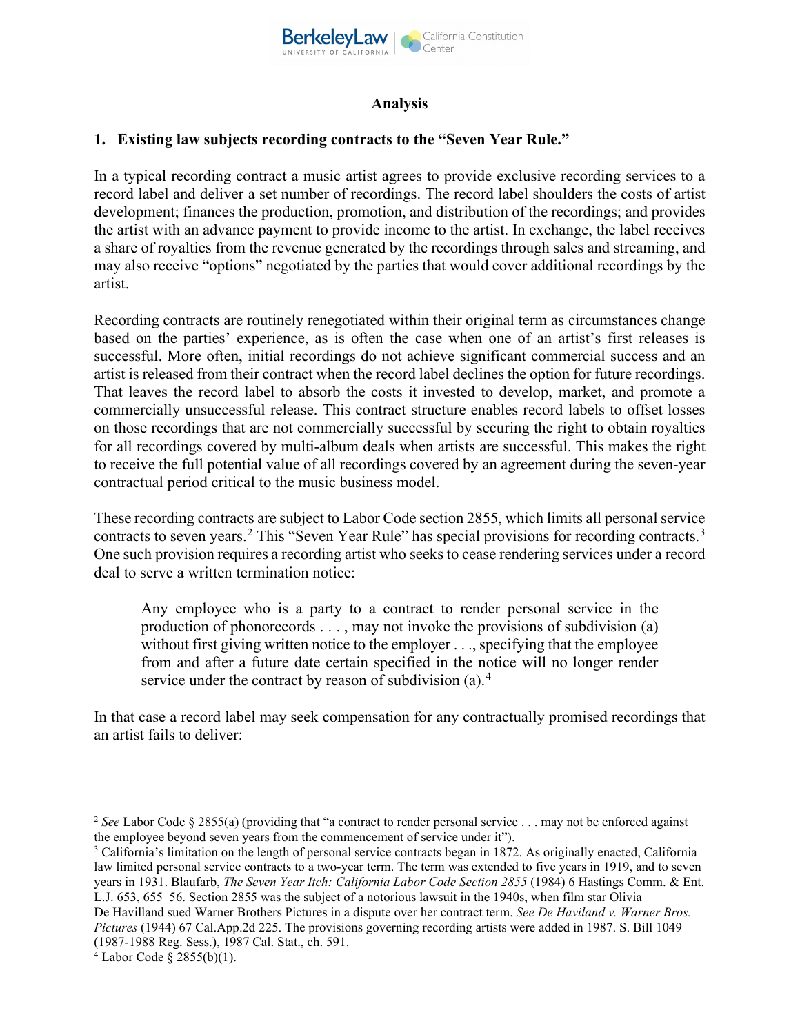## Analysis

### 1. Existing law subjects recording contracts to the "Seven Year Rule."

In a typical recording contract a music artist agrees to provide exclusive recording services to a record label and deliver a set number of recordings. The record label shoulders the costs of artist development; finances the production, promotion, and distribution of the recordings; and provides the artist with an advance payment to provide income to the artist. In exchange, the label receives a share of royalties from the revenue generated by the recordings through sales and streaming, and may also receive "options" negotiated by the parties that would cover additional recordings by the artist.

Recording contracts are routinely renegotiated within their original term as circumstances change based on the parties' experience, as is often the case when one of an artist's first releases is successful. More often, initial recordings do not achieve significant commercial success and an artist is released from their contract when the record label declines the option for future recordings. That leaves the record label to absorb the costs it invested to develop, market, and promote a commercially unsuccessful release. This contract structure enables record labels to offset losses on those recordings that are not commercially successful by securing the right to obtain royalties for all recordings covered by multi-album deals when artists are successful. This makes the right to receive the full potential value of all recordings covered by an agreement during the seven-year contractual period critical to the music business model.

These recording contracts are subject to Labor Code section 2855, which limits all personal service contracts to seven years.[2] This "Seven Year Rule" has special provisions for recording contracts.[3] One such provision requires a recording artist who seeks to cease rendering services under a record deal to serve a written termination notice:

> Any employee who is a party to a contract to render personal service in the production of phonorecords . . . , may not invoke the provisions of subdivision (a) without first giving written notice to the employer . . ., specifying that the employee from and after a future date certain specified in the notice will no longer render service under the contract by reason of subdivision (a).[4]

In that case a record label may seek compensation for any contractually promised recordings that an artist fails to deliver:

---

[2] *See* Labor Code § 2855(a) (providing that "a contract to render personal service . . . may not be enforced against the employee beyond seven years from the commencement of service under it").

[3] California's limitation on the length of personal service contracts began in 1872. As originally enacted, California law limited personal service contracts to a two-year term. The term was extended to five years in 1919, and to seven years in 1931. Blaufarb, *The Seven Year Itch: California Labor Code Section 2855* (1984) 6 Hastings Comm. & Ent. L.J. 653, 655–56. Section 2855 was the subject of a notorious lawsuit in the 1940s, when film star Olivia De Havilland sued Warner Brothers Pictures in a dispute over her contract term. *See De Haviland v. Warner Bros. Pictures* (1944) 67 Cal.App.2d 225. The provisions governing recording artists were added in 1987. S. Bill 1049 (1987-1988 Reg. Sess.), 1987 Cal. Stat., ch. 591.

[4] Labor Code § 2855(b)(1).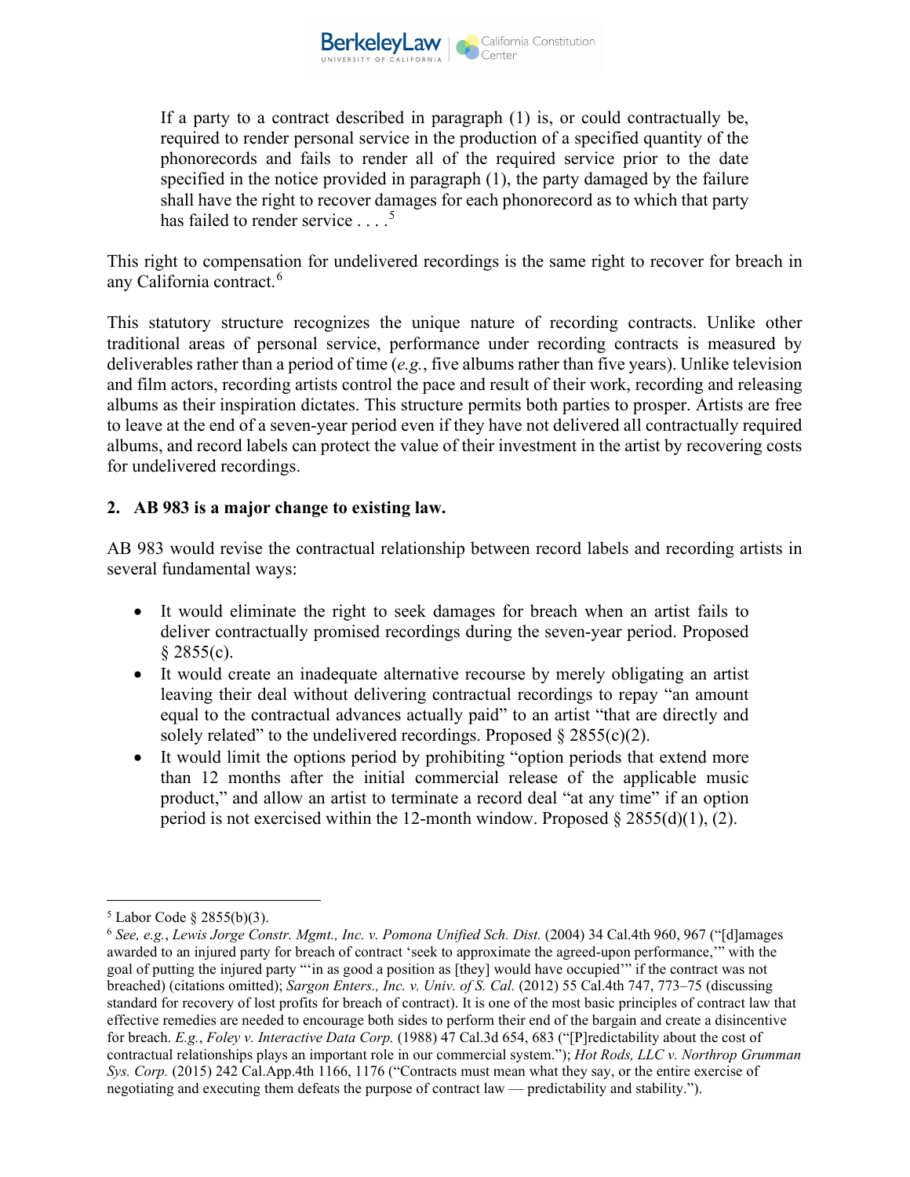> If a party to a contract described in paragraph (1) is, or could contractually be, required to render personal service in the production of a specified quantity of the phonorecords and fails to render all of the required service prior to the date specified in the notice provided in paragraph (1), the party damaged by the failure shall have the right to recover damages for each phonorecord as to which that party has failed to render service . . . .[5]

This right to compensation for undelivered recordings is the same right to recover for breach in any California contract.[6]

This statutory structure recognizes the unique nature of recording contracts. Unlike other traditional areas of personal service, performance under recording contracts is measured by deliverables rather than a period of time (*e.g.*, five albums rather than five years). Unlike television and film actors, recording artists control the pace and result of their work, recording and releasing albums as their inspiration dictates. This structure permits both parties to prosper. Artists are free to leave at the end of a seven-year period even if they have not delivered all contractually required albums, and record labels can protect the value of their investment in the artist by recovering costs for undelivered recordings.

**2. AB 983 is a major change to existing law.**

AB 983 would revise the contractual relationship between record labels and recording artists in several fundamental ways:

- It would eliminate the right to seek damages for breach when an artist fails to deliver contractually promised recordings during the seven-year period. Proposed § 2855(c).
- It would create an inadequate alternative recourse by merely obligating an artist leaving their deal without delivering contractual recordings to repay "an amount equal to the contractual advances actually paid" to an artist "that are directly and solely related" to the undelivered recordings. Proposed § 2855(c)(2).
- It would limit the options period by prohibiting "option periods that extend more than 12 months after the initial commercial release of the applicable music product," and allow an artist to terminate a record deal "at any time" if an option period is not exercised within the 12-month window. Proposed § 2855(d)(1), (2).

---

[5] Labor Code § 2855(b)(3).

[6] *See, e.g.*, *Lewis Jorge Constr. Mgmt., Inc. v. Pomona Unified Sch. Dist.* (2004) 34 Cal.4th 960, 967 ("[d]amages awarded to an injured party for breach of contract 'seek to approximate the agreed-upon performance,'" with the goal of putting the injured party "'in as good a position as [they] would have occupied'" if the contract was not breached) (citations omitted); *Sargon Enters., Inc. v. Univ. of S. Cal.* (2012) 55 Cal.4th 747, 773–75 (discussing standard for recovery of lost profits for breach of contract). It is one of the most basic principles of contract law that effective remedies are needed to encourage both sides to perform their end of the bargain and create a disincentive for breach. *E.g.*, *Foley v. Interactive Data Corp.* (1988) 47 Cal.3d 654, 683 ("[P]redictability about the cost of contractual relationships plays an important role in our commercial system."); *Hot Rods, LLC v. Northrop Grumman Sys. Corp.* (2015) 242 Cal.App.4th 1166, 1176 ("Contracts must mean what they say, or the entire exercise of negotiating and executing them defeats the purpose of contract law — predictability and stability.").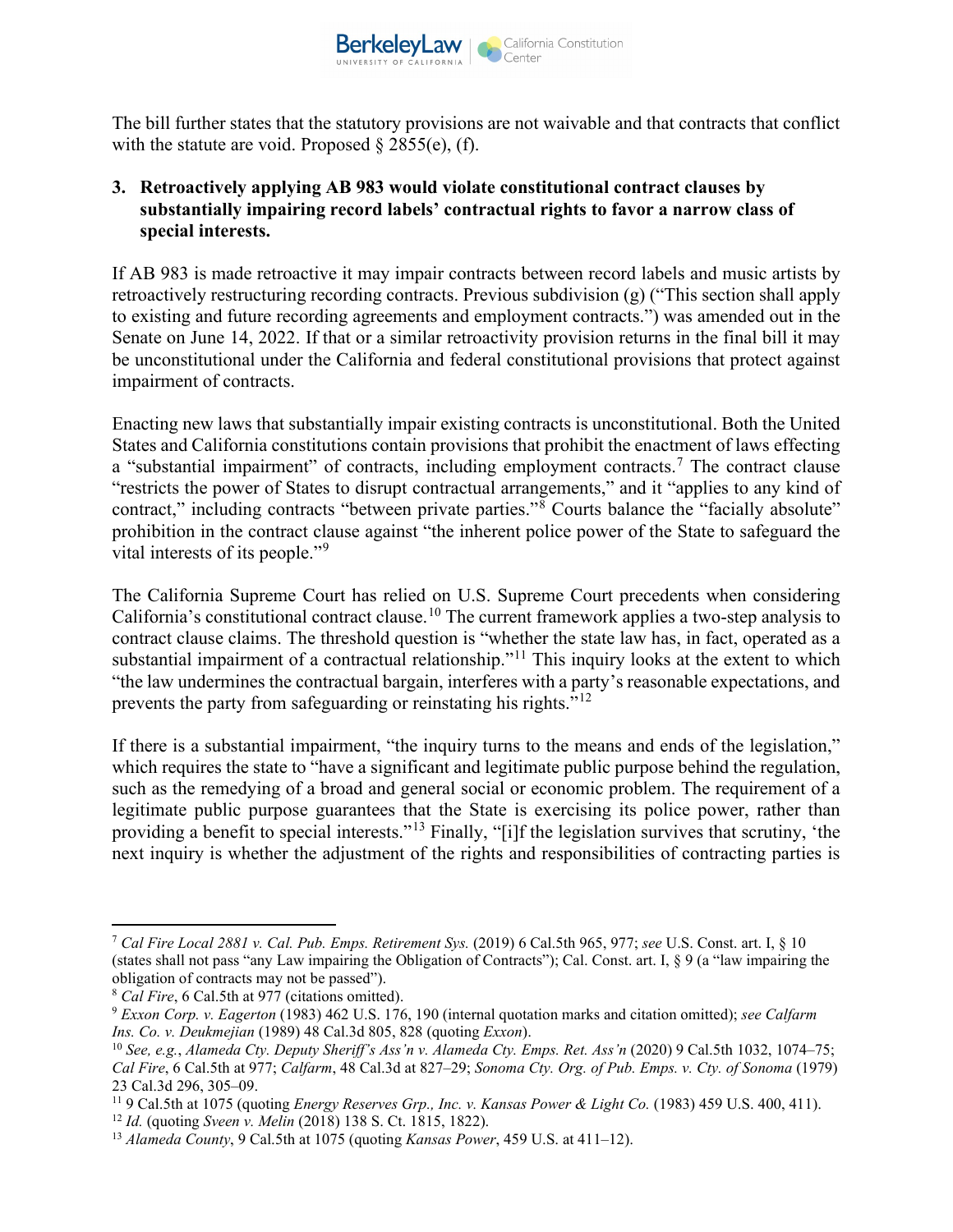The bill further states that the statutory provisions are not waivable and that contracts that conflict with the statute are void. Proposed § 2855(e), (f).

### 3. Retroactively applying AB 983 would violate constitutional contract clauses by substantially impairing record labels' contractual rights to favor a narrow class of special interests.

If AB 983 is made retroactive it may impair contracts between record labels and music artists by retroactively restructuring recording contracts. Previous subdivision (g) ("This section shall apply to existing and future recording agreements and employment contracts.") was amended out in the Senate on June 14, 2022. If that or a similar retroactivity provision returns in the final bill it may be unconstitutional under the California and federal constitutional provisions that protect against impairment of contracts.

Enacting new laws that substantially impair existing contracts is unconstitutional. Both the United States and California constitutions contain provisions that prohibit the enactment of laws effecting a "substantial impairment" of contracts, including employment contracts.[7] The contract clause "restricts the power of States to disrupt contractual arrangements," and it "applies to any kind of contract," including contracts "between private parties."[8] Courts balance the "facially absolute" prohibition in the contract clause against "the inherent police power of the State to safeguard the vital interests of its people."[9]

The California Supreme Court has relied on U.S. Supreme Court precedents when considering California's constitutional contract clause.[10] The current framework applies a two-step analysis to contract clause claims. The threshold question is "whether the state law has, in fact, operated as a substantial impairment of a contractual relationship."[11] This inquiry looks at the extent to which "the law undermines the contractual bargain, interferes with a party's reasonable expectations, and prevents the party from safeguarding or reinstating his rights."[12]

If there is a substantial impairment, "the inquiry turns to the means and ends of the legislation," which requires the state to "have a significant and legitimate public purpose behind the regulation, such as the remedying of a broad and general social or economic problem. The requirement of a legitimate public purpose guarantees that the State is exercising its police power, rather than providing a benefit to special interests."[13] Finally, "[i]f the legislation survives that scrutiny, 'the next inquiry is whether the adjustment of the rights and responsibilities of contracting parties is

---

[7] *Cal Fire Local 2881 v. Cal. Pub. Emps. Retirement Sys.* (2019) 6 Cal.5th 965, 977; *see* U.S. Const. art. I, § 10 (states shall not pass "any Law impairing the Obligation of Contracts"); Cal. Const. art. I, § 9 (a "law impairing the obligation of contracts may not be passed").

[8] *Cal Fire*, 6 Cal.5th at 977 (citations omitted).

[9] *Exxon Corp. v. Eagerton* (1983) 462 U.S. 176, 190 (internal quotation marks and citation omitted); *see Calfarm Ins. Co. v. Deukmejian* (1989) 48 Cal.3d 805, 828 (quoting *Exxon*).

[10] *See, e.g.*, *Alameda Cty. Deputy Sheriff's Ass'n v. Alameda Cty. Emps. Ret. Ass'n* (2020) 9 Cal.5th 1032, 1074–75; *Cal Fire*, 6 Cal.5th at 977; *Calfarm*, 48 Cal.3d at 827–29; *Sonoma Cty. Org. of Pub. Emps. v. Cty. of Sonoma* (1979) 23 Cal.3d 296, 305–09.

[11] 9 Cal.5th at 1075 (quoting *Energy Reserves Grp., Inc. v. Kansas Power & Light Co.* (1983) 459 U.S. 400, 411).

[12] *Id.* (quoting *Sveen v. Melin* (2018) 138 S. Ct. 1815, 1822).

[13] *Alameda County*, 9 Cal.5th at 1075 (quoting *Kansas Power*, 459 U.S. at 411–12).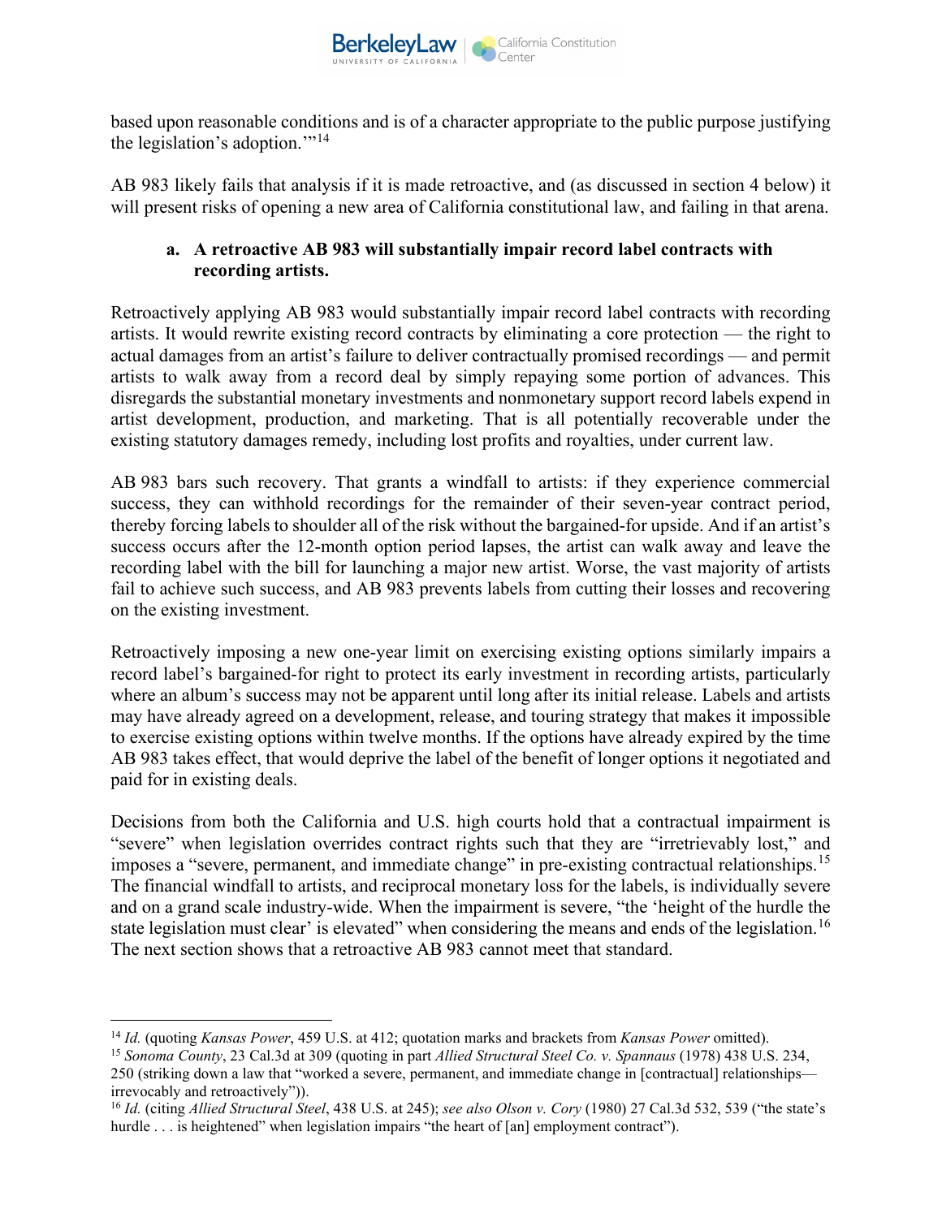based upon reasonable conditions and is of a character appropriate to the public purpose justifying the legislation's adoption.'"[14]

AB 983 likely fails that analysis if it is made retroactive, and (as discussed in section 4 below) it will present risks of opening a new area of California constitutional law, and failing in that arena.

### a. A retroactive AB 983 will substantially impair record label contracts with recording artists.

Retroactively applying AB 983 would substantially impair record label contracts with recording artists. It would rewrite existing record contracts by eliminating a core protection — the right to actual damages from an artist's failure to deliver contractually promised recordings — and permit artists to walk away from a record deal by simply repaying some portion of advances. This disregards the substantial monetary investments and nonmonetary support record labels expend in artist development, production, and marketing. That is all potentially recoverable under the existing statutory damages remedy, including lost profits and royalties, under current law.

AB 983 bars such recovery. That grants a windfall to artists: if they experience commercial success, they can withhold recordings for the remainder of their seven-year contract period, thereby forcing labels to shoulder all of the risk without the bargained-for upside. And if an artist's success occurs after the 12-month option period lapses, the artist can walk away and leave the recording label with the bill for launching a major new artist. Worse, the vast majority of artists fail to achieve such success, and AB 983 prevents labels from cutting their losses and recovering on the existing investment.

Retroactively imposing a new one-year limit on exercising existing options similarly impairs a record label's bargained-for right to protect its early investment in recording artists, particularly where an album's success may not be apparent until long after its initial release. Labels and artists may have already agreed on a development, release, and touring strategy that makes it impossible to exercise existing options within twelve months. If the options have already expired by the time AB 983 takes effect, that would deprive the label of the benefit of longer options it negotiated and paid for in existing deals.

Decisions from both the California and U.S. high courts hold that a contractual impairment is "severe" when legislation overrides contract rights such that they are "irretrievably lost," and imposes a "severe, permanent, and immediate change" in pre-existing contractual relationships.[15] The financial windfall to artists, and reciprocal monetary loss for the labels, is individually severe and on a grand scale industry-wide. When the impairment is severe, "the 'height of the hurdle the state legislation must clear' is elevated" when considering the means and ends of the legislation.[16] The next section shows that a retroactive AB 983 cannot meet that standard.

---

[14] *Id.* (quoting *Kansas Power*, 459 U.S. at 412; quotation marks and brackets from *Kansas Power* omitted).

[15] *Sonoma County*, 23 Cal.3d at 309 (quoting in part *Allied Structural Steel Co. v. Spannaus* (1978) 438 U.S. 234, 250 (striking down a law that "worked a severe, permanent, and immediate change in [contractual] relationships—irrevocably and retroactively")).

[16] *Id.* (citing *Allied Structural Steel*, 438 U.S. at 245); *see also Olson v. Cory* (1980) 27 Cal.3d 532, 539 ("the state's hurdle . . . is heightened" when legislation impairs "the heart of [an] employment contract").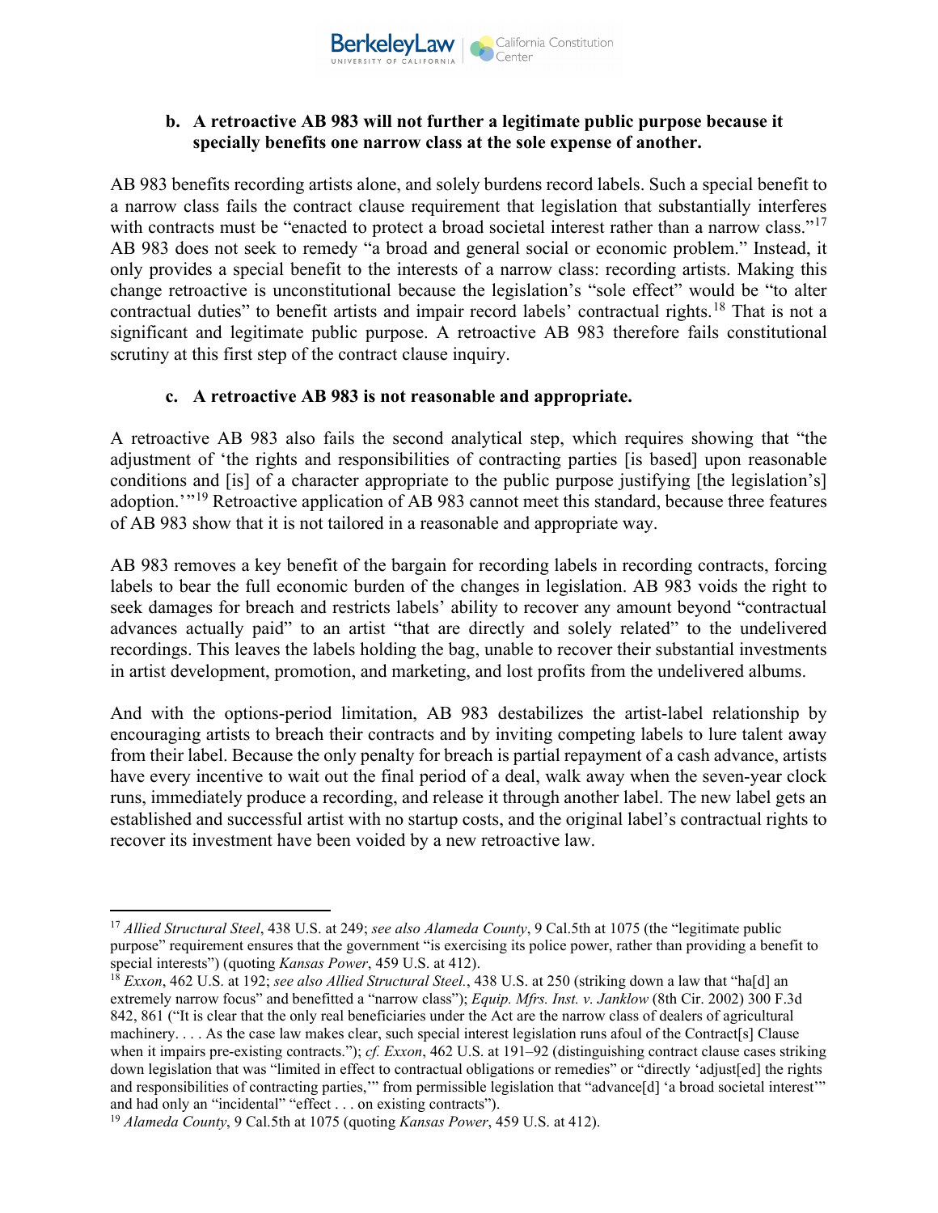### b. A retroactive AB 983 will not further a legitimate public purpose because it specially benefits one narrow class at the sole expense of another.

AB 983 benefits recording artists alone, and solely burdens record labels. Such a special benefit to a narrow class fails the contract clause requirement that legislation that substantially interferes with contracts must be "enacted to protect a broad societal interest rather than a narrow class."[17] AB 983 does not seek to remedy "a broad and general social or economic problem." Instead, it only provides a special benefit to the interests of a narrow class: recording artists. Making this change retroactive is unconstitutional because the legislation's "sole effect" would be "to alter contractual duties" to benefit artists and impair record labels' contractual rights.[18] That is not a significant and legitimate public purpose. A retroactive AB 983 therefore fails constitutional scrutiny at this first step of the contract clause inquiry.

### c. A retroactive AB 983 is not reasonable and appropriate.

A retroactive AB 983 also fails the second analytical step, which requires showing that "the adjustment of 'the rights and responsibilities of contracting parties [is based] upon reasonable conditions and [is] of a character appropriate to the public purpose justifying [the legislation's] adoption.'"[19] Retroactive application of AB 983 cannot meet this standard, because three features of AB 983 show that it is not tailored in a reasonable and appropriate way.

AB 983 removes a key benefit of the bargain for recording labels in recording contracts, forcing labels to bear the full economic burden of the changes in legislation. AB 983 voids the right to seek damages for breach and restricts labels' ability to recover any amount beyond "contractual advances actually paid" to an artist "that are directly and solely related" to the undelivered recordings. This leaves the labels holding the bag, unable to recover their substantial investments in artist development, promotion, and marketing, and lost profits from the undelivered albums.

And with the options-period limitation, AB 983 destabilizes the artist-label relationship by encouraging artists to breach their contracts and by inviting competing labels to lure talent away from their label. Because the only penalty for breach is partial repayment of a cash advance, artists have every incentive to wait out the final period of a deal, walk away when the seven-year clock runs, immediately produce a recording, and release it through another label. The new label gets an established and successful artist with no startup costs, and the original label's contractual rights to recover its investment have been voided by a new retroactive law.

---

[17] *Allied Structural Steel*, 438 U.S. at 249; *see also Alameda County*, 9 Cal.5th at 1075 (the "legitimate public purpose" requirement ensures that the government "is exercising its police power, rather than providing a benefit to special interests") (quoting *Kansas Power*, 459 U.S. at 412).

[18] *Exxon*, 462 U.S. at 192; *see also Allied Structural Steel.*, 438 U.S. at 250 (striking down a law that "ha[d] an extremely narrow focus" and benefitted a "narrow class"); *Equip. Mfrs. Inst. v. Janklow* (8th Cir. 2002) 300 F.3d 842, 861 ("It is clear that the only real beneficiaries under the Act are the narrow class of dealers of agricultural machinery. . . . As the case law makes clear, such special interest legislation runs afoul of the Contract[s] Clause when it impairs pre-existing contracts."); *cf. Exxon*, 462 U.S. at 191–92 (distinguishing contract clause cases striking down legislation that was "limited in effect to contractual obligations or remedies" or "directly 'adjust[ed] the rights and responsibilities of contracting parties,'" from permissible legislation that "advance[d] 'a broad societal interest'" and had only an "incidental" "effect . . . on existing contracts").

[19] *Alameda County*, 9 Cal.5th at 1075 (quoting *Kansas Power*, 459 U.S. at 412).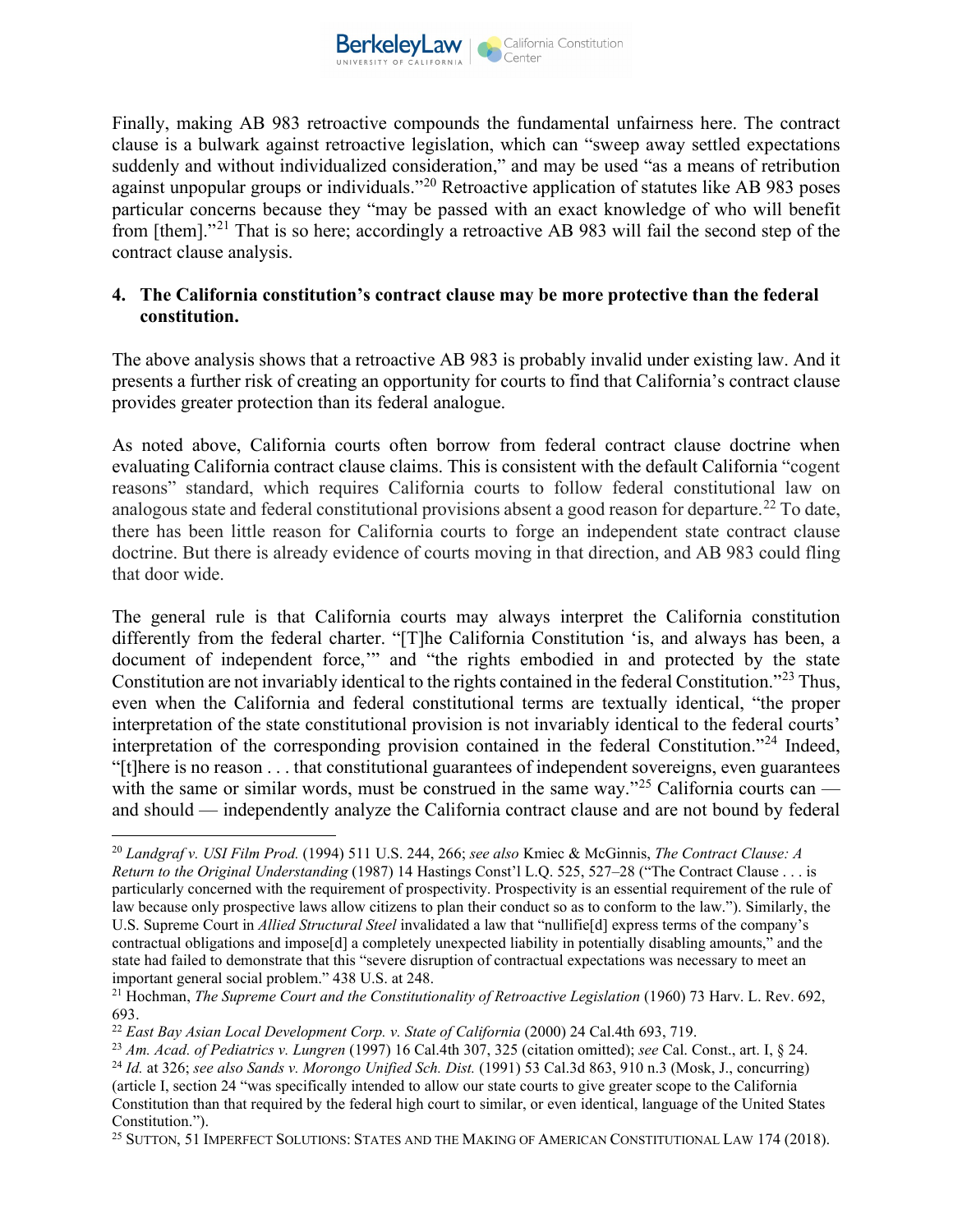Finally, making AB 983 retroactive compounds the fundamental unfairness here. The contract clause is a bulwark against retroactive legislation, which can "sweep away settled expectations suddenly and without individualized consideration," and may be used "as a means of retribution against unpopular groups or individuals."[20] Retroactive application of statutes like AB 983 poses particular concerns because they "may be passed with an exact knowledge of who will benefit from [them]."[21] That is so here; accordingly a retroactive AB 983 will fail the second step of the contract clause analysis.

**4. The California constitution's contract clause may be more protective than the federal constitution.**

The above analysis shows that a retroactive AB 983 is probably invalid under existing law. And it presents a further risk of creating an opportunity for courts to find that California's contract clause provides greater protection than its federal analogue.

As noted above, California courts often borrow from federal contract clause doctrine when evaluating California contract clause claims. This is consistent with the default California "cogent reasons" standard, which requires California courts to follow federal constitutional law on analogous state and federal constitutional provisions absent a good reason for departure.[22] To date, there has been little reason for California courts to forge an independent state contract clause doctrine. But there is already evidence of courts moving in that direction, and AB 983 could fling that door wide.

The general rule is that California courts may always interpret the California constitution differently from the federal charter. "[T]he California Constitution 'is, and always has been, a document of independent force,'" and "the rights embodied in and protected by the state Constitution are not invariably identical to the rights contained in the federal Constitution."[23] Thus, even when the California and federal constitutional terms are textually identical, "the proper interpretation of the state constitutional provision is not invariably identical to the federal courts' interpretation of the corresponding provision contained in the federal Constitution."[24] Indeed, "[t]here is no reason . . . that constitutional guarantees of independent sovereigns, even guarantees with the same or similar words, must be construed in the same way."[25] California courts can — and should — independently analyze the California contract clause and are not bound by federal

---

[20] *Landgraf v. USI Film Prod.* (1994) 511 U.S. 244, 266; *see also* Kmiec & McGinnis, *The Contract Clause: A Return to the Original Understanding* (1987) 14 Hastings Const'l L.Q. 525, 527–28 ("The Contract Clause . . . is particularly concerned with the requirement of prospectivity. Prospectivity is an essential requirement of the rule of law because only prospective laws allow citizens to plan their conduct so as to conform to the law."). Similarly, the U.S. Supreme Court in *Allied Structural Steel* invalidated a law that "nullifie[d] express terms of the company's contractual obligations and impose[d] a completely unexpected liability in potentially disabling amounts," and the state had failed to demonstrate that this "severe disruption of contractual expectations was necessary to meet an important general social problem." 438 U.S. at 248.

[21] Hochman, *The Supreme Court and the Constitutionality of Retroactive Legislation* (1960) 73 Harv. L. Rev. 692, 693.

[22] *East Bay Asian Local Development Corp. v. State of California* (2000) 24 Cal.4th 693, 719.

[23] *Am. Acad. of Pediatrics v. Lungren* (1997) 16 Cal.4th 307, 325 (citation omitted); *see* Cal. Const., art. I, § 24.

[24] *Id.* at 326; *see also Sands v. Morongo Unified Sch. Dist.* (1991) 53 Cal.3d 863, 910 n.3 (Mosk, J., concurring) (article I, section 24 "was specifically intended to allow our state courts to give greater scope to the California Constitution than that required by the federal high court to similar, or even identical, language of the United States Constitution.").

[25] SUTTON, 51 IMPERFECT SOLUTIONS: STATES AND THE MAKING OF AMERICAN CONSTITUTIONAL LAW 174 (2018).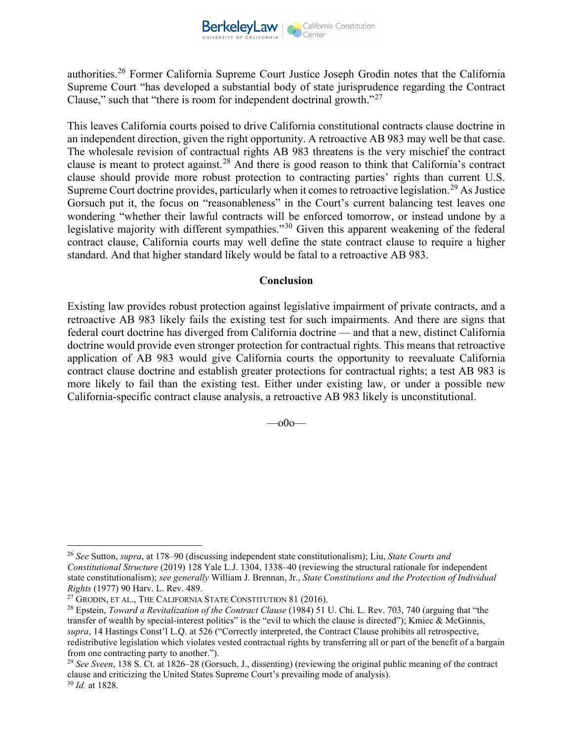authorities.[26] Former California Supreme Court Justice Joseph Grodin notes that the California Supreme Court "has developed a substantial body of state jurisprudence regarding the Contract Clause," such that "there is room for independent doctrinal growth."[27]

This leaves California courts poised to drive California constitutional contracts clause doctrine in an independent direction, given the right opportunity. A retroactive AB 983 may well be that case. The wholesale revision of contractual rights AB 983 threatens is the very mischief the contract clause is meant to protect against.[28] And there is good reason to think that California's contract clause should provide more robust protection to contracting parties' rights than current U.S. Supreme Court doctrine provides, particularly when it comes to retroactive legislation.[29] As Justice Gorsuch put it, the focus on "reasonableness" in the Court's current balancing test leaves one wondering "whether their lawful contracts will be enforced tomorrow, or instead undone by a legislative majority with different sympathies."[30] Given this apparent weakening of the federal contract clause, California courts may well define the state contract clause to require a higher standard. And that higher standard likely would be fatal to a retroactive AB 983.

## Conclusion

Existing law provides robust protection against legislative impairment of private contracts, and a retroactive AB 983 likely fails the existing test for such impairments. And there are signs that federal court doctrine has diverged from California doctrine — and that a new, distinct California doctrine would provide even stronger protection for contractual rights. This means that retroactive application of AB 983 would give California courts the opportunity to reevaluate California contract clause doctrine and establish greater protections for contractual rights; a test AB 983 is more likely to fail than the existing test. Either under existing law, or under a possible new California-specific contract clause analysis, a retroactive AB 983 likely is unconstitutional.

—o0o—

---

[26] *See* Sutton, *supra*, at 178–90 (discussing independent state constitutionalism); Liu, *State Courts and Constitutional Structure* (2019) 128 Yale L.J. 1304, 1338–40 (reviewing the structural rationale for independent state constitutionalism); *see generally* William J. Brennan, Jr., *State Constitutions and the Protection of Individual Rights* (1977) 90 Harv. L. Rev. 489.

[27] GRODIN, ET AL., THE CALIFORNIA STATE CONSTITUTION 81 (2016).

[28] Epstein, *Toward a Revitalization of the Contract Clause* (1984) 51 U. Chi. L. Rev. 703, 740 (arguing that "the transfer of wealth by special-interest politics" is the "evil to which the clause is directed"); Kmiec & McGinnis, *supra*, 14 Hastings Const'l L.Q. at 526 ("Correctly interpreted, the Contract Clause prohibits all retrospective, redistributive legislation which violates vested contractual rights by transferring all or part of the benefit of a bargain from one contracting party to another.").

[29] *See Sveen*, 138 S. Ct. at 1826–28 (Gorsuch, J., dissenting) (reviewing the original public meaning of the contract clause and criticizing the United States Supreme Court's prevailing mode of analysis).

[30] *Id.* at 1828.